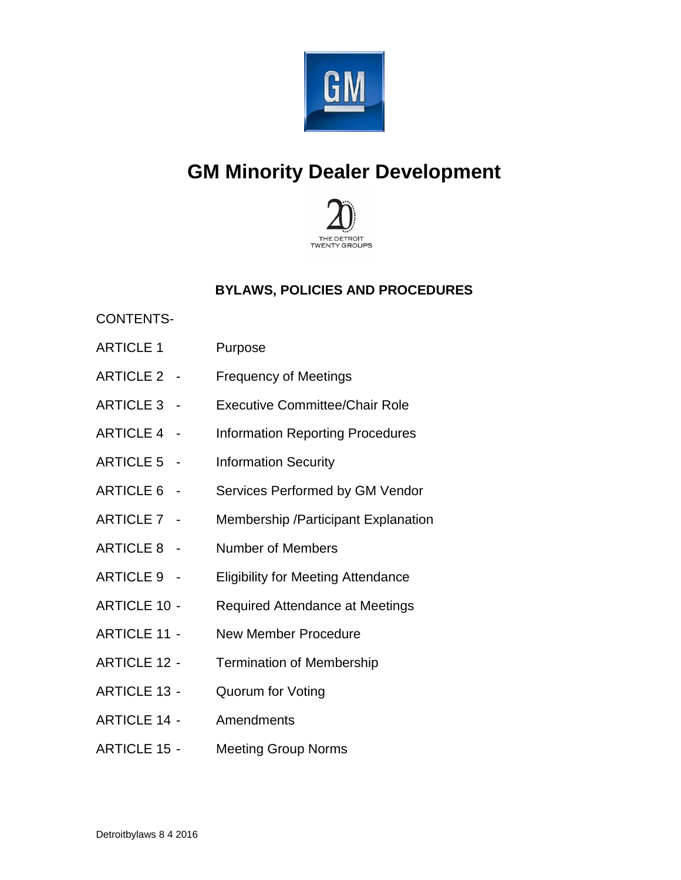# GM Minority Dealer Development

THE DETROIT TWENTY GROUPS

## BYLAWS, POLICIES AND PROCEDURES

CONTENTS-

| | |
|---|---|
| ARTICLE 1 | Purpose |
| ARTICLE 2 - | Frequency of Meetings |
| ARTICLE 3 - | Executive Committee/Chair Role |
| ARTICLE 4 - | Information Reporting Procedures |
| ARTICLE 5 - | Information Security |
| ARTICLE 6 - | Services Performed by GM Vendor |
| ARTICLE 7 - | Membership /Participant Explanation |
| ARTICLE 8 - | Number of Members |
| ARTICLE 9 - | Eligibility for Meeting Attendance |
| ARTICLE 10 - | Required Attendance at Meetings |
| ARTICLE 11 - | New Member Procedure |
| ARTICLE 12 - | Termination of Membership |
| ARTICLE 13 - | Quorum for Voting |
| ARTICLE 14 - | Amendments |
| ARTICLE 15 - | Meeting Group Norms |

Detroitbylaws 8 4 2016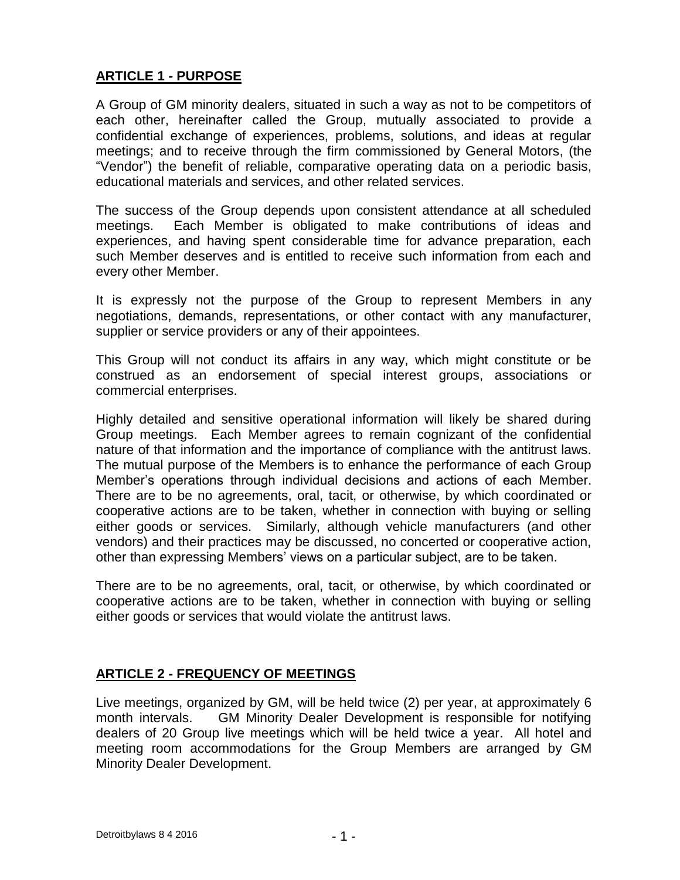## **ARTICLE 1 - PURPOSE**

A Group of GM minority dealers, situated in such a way as not to be competitors of each other, hereinafter called the Group, mutually associated to provide a confidential exchange of experiences, problems, solutions, and ideas at regular meetings; and to receive through the firm commissioned by General Motors, (the "Vendor") the benefit of reliable, comparative operating data on a periodic basis, educational materials and services, and other related services.

The success of the Group depends upon consistent attendance at all scheduled meetings. Each Member is obligated to make contributions of ideas and experiences, and having spent considerable time for advance preparation, each such Member deserves and is entitled to receive such information from each and every other Member.

It is expressly not the purpose of the Group to represent Members in any negotiations, demands, representations, or other contact with any manufacturer, supplier or service providers or any of their appointees.

This Group will not conduct its affairs in any way, which might constitute or be construed as an endorsement of special interest groups, associations or commercial enterprises.

Highly detailed and sensitive operational information will likely be shared during Group meetings. Each Member agrees to remain cognizant of the confidential nature of that information and the importance of compliance with the antitrust laws. The mutual purpose of the Members is to enhance the performance of each Group Member's operations through individual decisions and actions of each Member. There are to be no agreements, oral, tacit, or otherwise, by which coordinated or cooperative actions are to be taken, whether in connection with buying or selling either goods or services. Similarly, although vehicle manufacturers (and other vendors) and their practices may be discussed, no concerted or cooperative action, other than expressing Members' views on a particular subject, are to be taken.

There are to be no agreements, oral, tacit, or otherwise, by which coordinated or cooperative actions are to be taken, whether in connection with buying or selling either goods or services that would violate the antitrust laws.

## **ARTICLE 2 - FREQUENCY OF MEETINGS**

Live meetings, organized by GM, will be held twice (2) per year, at approximately 6 month intervals. GM Minority Dealer Development is responsible for notifying dealers of 20 Group live meetings which will be held twice a year. All hotel and meeting room accommodations for the Group Members are arranged by GM Minority Dealer Development.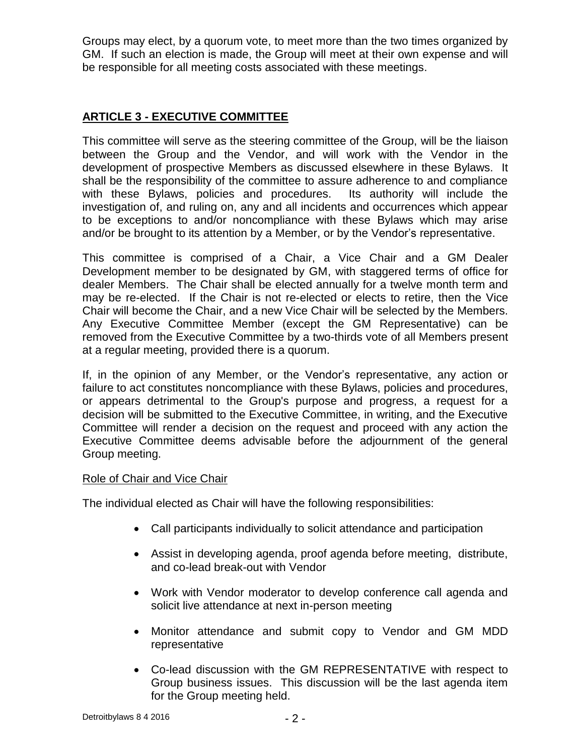Groups may elect, by a quorum vote, to meet more than the two times organized by GM. If such an election is made, the Group will meet at their own expense and will be responsible for all meeting costs associated with these meetings.

## ARTICLE 3 - EXECUTIVE COMMITTEE

This committee will serve as the steering committee of the Group, will be the liaison between the Group and the Vendor, and will work with the Vendor in the development of prospective Members as discussed elsewhere in these Bylaws. It shall be the responsibility of the committee to assure adherence to and compliance with these Bylaws, policies and procedures. Its authority will include the investigation of, and ruling on, any and all incidents and occurrences which appear to be exceptions to and/or noncompliance with these Bylaws which may arise and/or be brought to its attention by a Member, or by the Vendor's representative.

This committee is comprised of a Chair, a Vice Chair and a GM Dealer Development member to be designated by GM, with staggered terms of office for dealer Members. The Chair shall be elected annually for a twelve month term and may be re-elected. If the Chair is not re-elected or elects to retire, then the Vice Chair will become the Chair, and a new Vice Chair will be selected by the Members. Any Executive Committee Member (except the GM Representative) can be removed from the Executive Committee by a two-thirds vote of all Members present at a regular meeting, provided there is a quorum.

If, in the opinion of any Member, or the Vendor's representative, any action or failure to act constitutes noncompliance with these Bylaws, policies and procedures, or appears detrimental to the Group's purpose and progress, a request for a decision will be submitted to the Executive Committee, in writing, and the Executive Committee will render a decision on the request and proceed with any action the Executive Committee deems advisable before the adjournment of the general Group meeting.

### Role of Chair and Vice Chair

The individual elected as Chair will have the following responsibilities:

- Call participants individually to solicit attendance and participation
- Assist in developing agenda, proof agenda before meeting, distribute, and co-lead break-out with Vendor
- Work with Vendor moderator to develop conference call agenda and solicit live attendance at next in-person meeting
- Monitor attendance and submit copy to Vendor and GM MDD representative
- Co-lead discussion with the GM REPRESENTATIVE with respect to Group business issues. This discussion will be the last agenda item for the Group meeting held.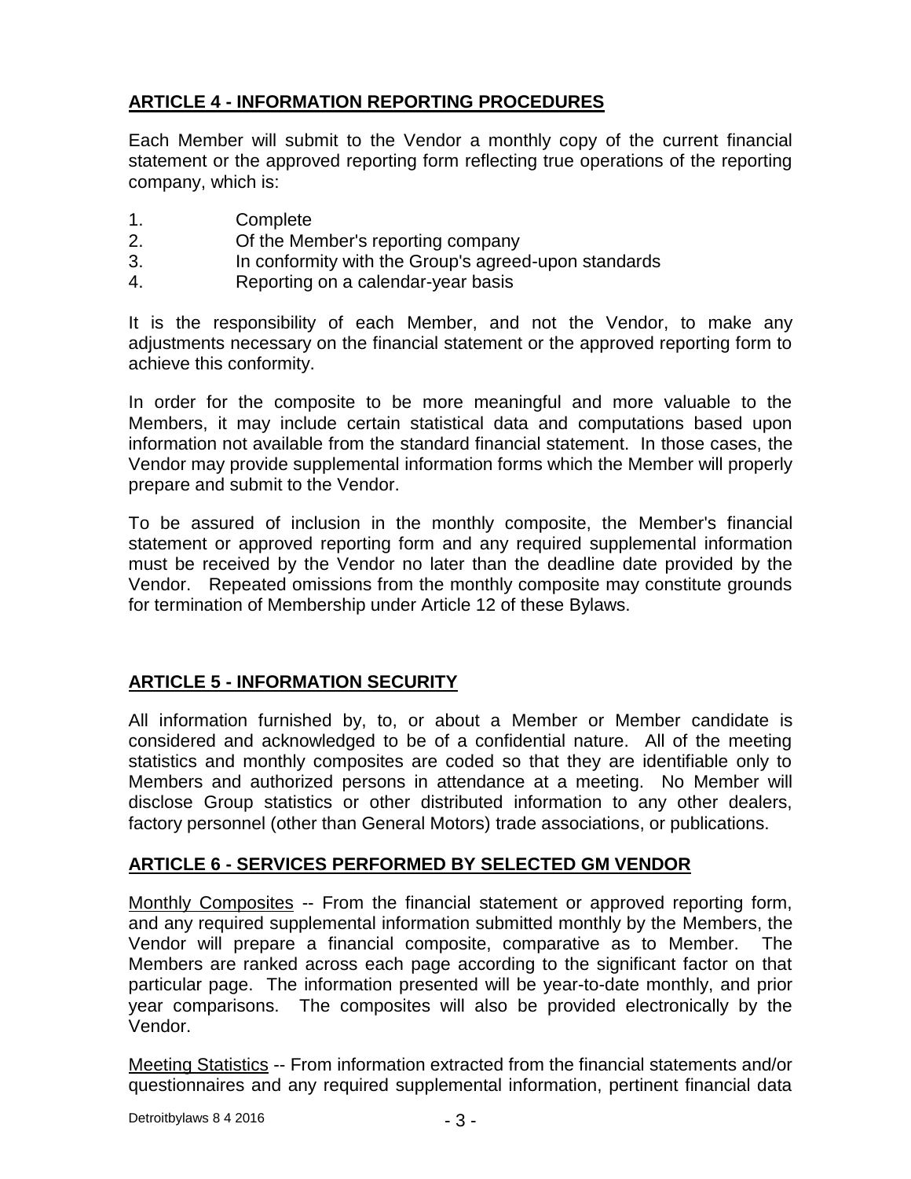## ARTICLE 4 - INFORMATION REPORTING PROCEDURES

Each Member will submit to the Vendor a monthly copy of the current financial statement or the approved reporting form reflecting true operations of the reporting company, which is:

1. Complete
2. Of the Member's reporting company
3. In conformity with the Group's agreed-upon standards
4. Reporting on a calendar-year basis

It is the responsibility of each Member, and not the Vendor, to make any adjustments necessary on the financial statement or the approved reporting form to achieve this conformity.

In order for the composite to be more meaningful and more valuable to the Members, it may include certain statistical data and computations based upon information not available from the standard financial statement. In those cases, the Vendor may provide supplemental information forms which the Member will properly prepare and submit to the Vendor.

To be assured of inclusion in the monthly composite, the Member's financial statement or approved reporting form and any required supplemental information must be received by the Vendor no later than the deadline date provided by the Vendor. Repeated omissions from the monthly composite may constitute grounds for termination of Membership under Article 12 of these Bylaws.

## ARTICLE 5 - INFORMATION SECURITY

All information furnished by, to, or about a Member or Member candidate is considered and acknowledged to be of a confidential nature. All of the meeting statistics and monthly composites are coded so that they are identifiable only to Members and authorized persons in attendance at a meeting. No Member will disclose Group statistics or other distributed information to any other dealers, factory personnel (other than General Motors) trade associations, or publications.

## ARTICLE 6 - SERVICES PERFORMED BY SELECTED GM VENDOR

Monthly Composites -- From the financial statement or approved reporting form, and any required supplemental information submitted monthly by the Members, the Vendor will prepare a financial composite, comparative as to Member. The Members are ranked across each page according to the significant factor on that particular page. The information presented will be year-to-date monthly, and prior year comparisons. The composites will also be provided electronically by the Vendor.

Meeting Statistics -- From information extracted from the financial statements and/or questionnaires and any required supplemental information, pertinent financial data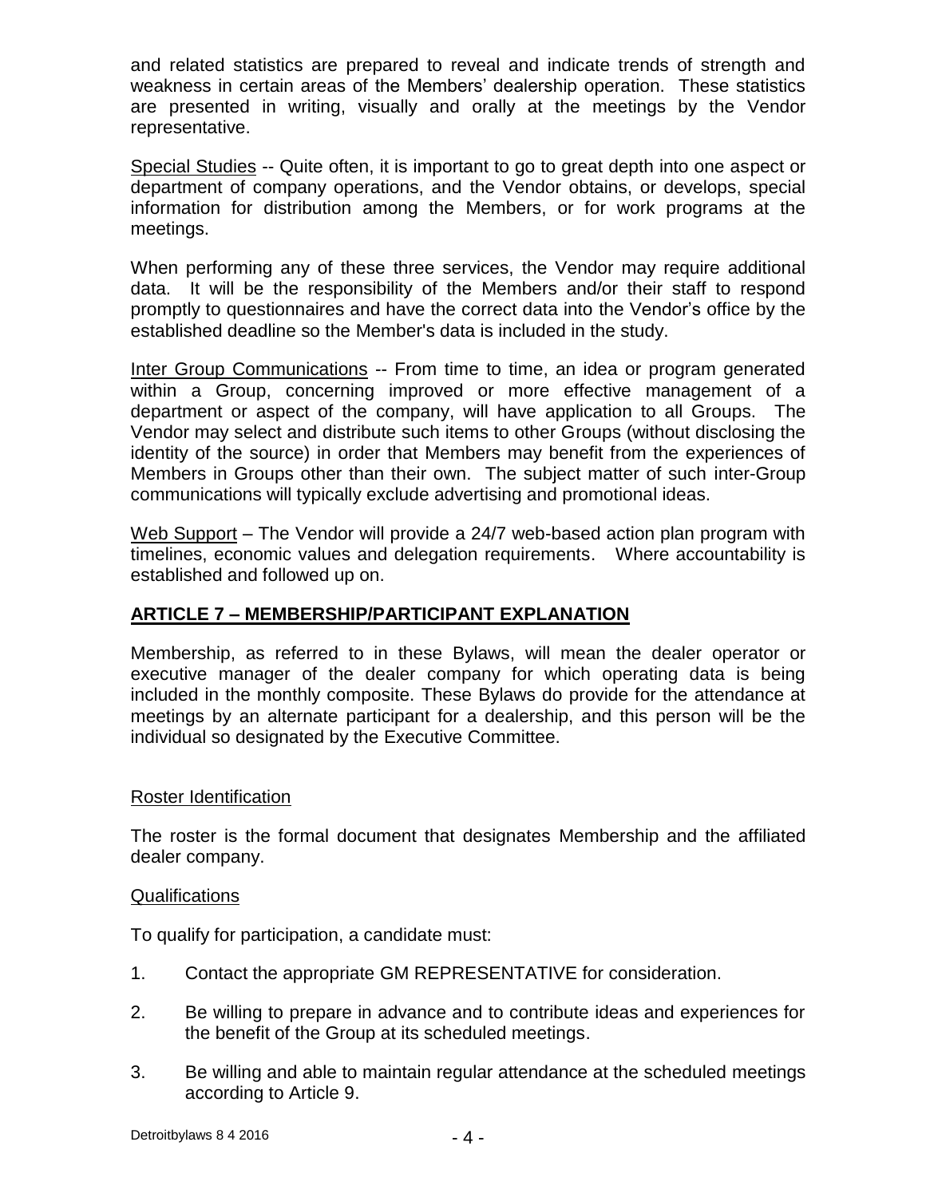and related statistics are prepared to reveal and indicate trends of strength and weakness in certain areas of the Members' dealership operation. These statistics are presented in writing, visually and orally at the meetings by the Vendor representative.

Special Studies -- Quite often, it is important to go to great depth into one aspect or department of company operations, and the Vendor obtains, or develops, special information for distribution among the Members, or for work programs at the meetings.

When performing any of these three services, the Vendor may require additional data. It will be the responsibility of the Members and/or their staff to respond promptly to questionnaires and have the correct data into the Vendor's office by the established deadline so the Member's data is included in the study.

Inter Group Communications -- From time to time, an idea or program generated within a Group, concerning improved or more effective management of a department or aspect of the company, will have application to all Groups. The Vendor may select and distribute such items to other Groups (without disclosing the identity of the source) in order that Members may benefit from the experiences of Members in Groups other than their own. The subject matter of such inter-Group communications will typically exclude advertising and promotional ideas.

Web Support – The Vendor will provide a 24/7 web-based action plan program with timelines, economic values and delegation requirements. Where accountability is established and followed up on.

## ARTICLE 7 – MEMBERSHIP/PARTICIPANT EXPLANATION

Membership, as referred to in these Bylaws, will mean the dealer operator or executive manager of the dealer company for which operating data is being included in the monthly composite. These Bylaws do provide for the attendance at meetings by an alternate participant for a dealership, and this person will be the individual so designated by the Executive Committee.

Roster Identification

The roster is the formal document that designates Membership and the affiliated dealer company.

Qualifications

To qualify for participation, a candidate must:

1. Contact the appropriate GM REPRESENTATIVE for consideration.
2. Be willing to prepare in advance and to contribute ideas and experiences for the benefit of the Group at its scheduled meetings.
3. Be willing and able to maintain regular attendance at the scheduled meetings according to Article 9.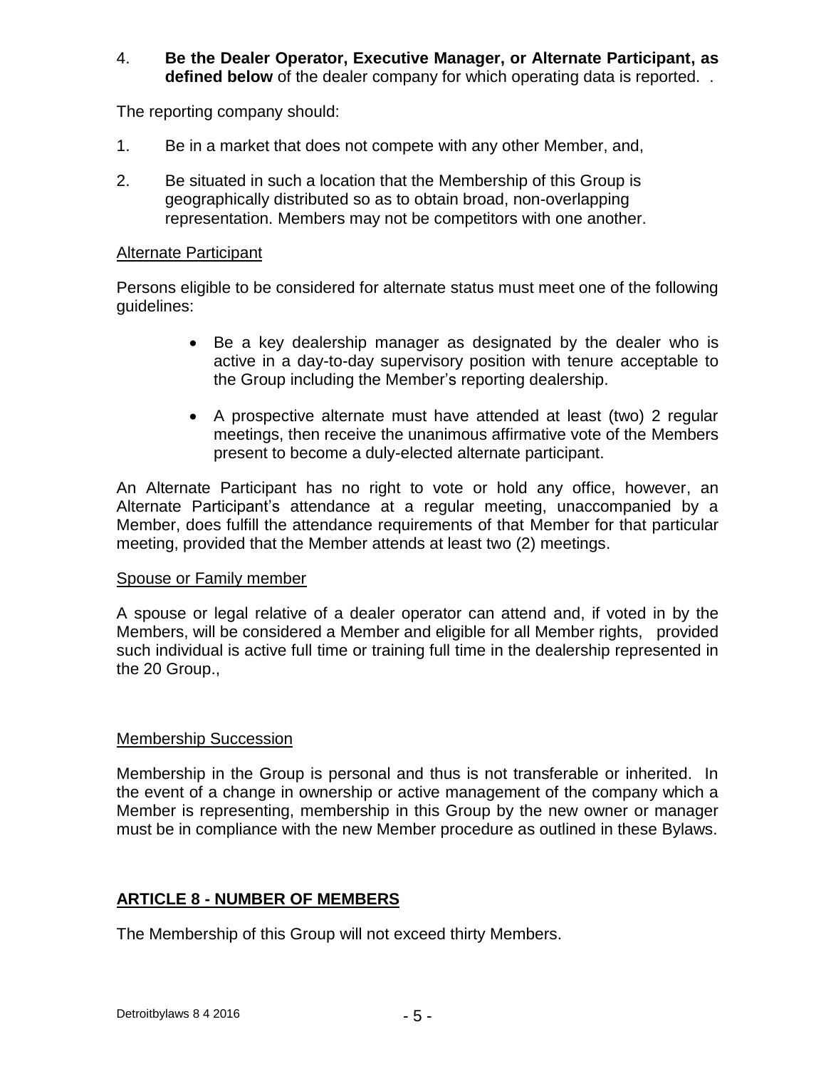4. **Be the Dealer Operator, Executive Manager, or Alternate Participant, as defined below** of the dealer company for which operating data is reported. .

The reporting company should:

1. Be in a market that does not compete with any other Member, and,

2. Be situated in such a location that the Membership of this Group is geographically distributed so as to obtain broad, non-overlapping representation. Members may not be competitors with one another.

Alternate Participant

Persons eligible to be considered for alternate status must meet one of the following guidelines:

- Be a key dealership manager as designated by the dealer who is active in a day-to-day supervisory position with tenure acceptable to the Group including the Member's reporting dealership.

- A prospective alternate must have attended at least (two) 2 regular meetings, then receive the unanimous affirmative vote of the Members present to become a duly-elected alternate participant.

An Alternate Participant has no right to vote or hold any office, however, an Alternate Participant's attendance at a regular meeting, unaccompanied by a Member, does fulfill the attendance requirements of that Member for that particular meeting, provided that the Member attends at least two (2) meetings.

Spouse or Family member

A spouse or legal relative of a dealer operator can attend and, if voted in by the Members, will be considered a Member and eligible for all Member rights, provided such individual is active full time or training full time in the dealership represented in the 20 Group.,

Membership Succession

Membership in the Group is personal and thus is not transferable or inherited. In the event of a change in ownership or active management of the company which a Member is representing, membership in this Group by the new owner or manager must be in compliance with the new Member procedure as outlined in these Bylaws.

## ARTICLE 8 - NUMBER OF MEMBERS

The Membership of this Group will not exceed thirty Members.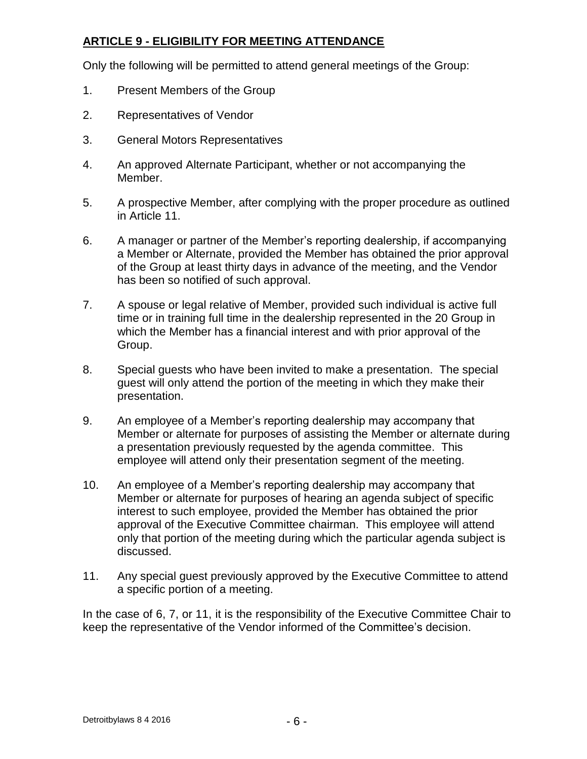## ARTICLE 9 - ELIGIBILITY FOR MEETING ATTENDANCE

Only the following will be permitted to attend general meetings of the Group:

1. Present Members of the Group
2. Representatives of Vendor
3. General Motors Representatives
4. An approved Alternate Participant, whether or not accompanying the Member.
5. A prospective Member, after complying with the proper procedure as outlined in Article 11.
6. A manager or partner of the Member's reporting dealership, if accompanying a Member or Alternate, provided the Member has obtained the prior approval of the Group at least thirty days in advance of the meeting, and the Vendor has been so notified of such approval.
7. A spouse or legal relative of Member, provided such individual is active full time or in training full time in the dealership represented in the 20 Group in which the Member has a financial interest and with prior approval of the Group.
8. Special guests who have been invited to make a presentation. The special guest will only attend the portion of the meeting in which they make their presentation.
9. An employee of a Member's reporting dealership may accompany that Member or alternate for purposes of assisting the Member or alternate during a presentation previously requested by the agenda committee. This employee will attend only their presentation segment of the meeting.
10. An employee of a Member's reporting dealership may accompany that Member or alternate for purposes of hearing an agenda subject of specific interest to such employee, provided the Member has obtained the prior approval of the Executive Committee chairman. This employee will attend only that portion of the meeting during which the particular agenda subject is discussed.
11. Any special guest previously approved by the Executive Committee to attend a specific portion of a meeting.

In the case of 6, 7, or 11, it is the responsibility of the Executive Committee Chair to keep the representative of the Vendor informed of the Committee's decision.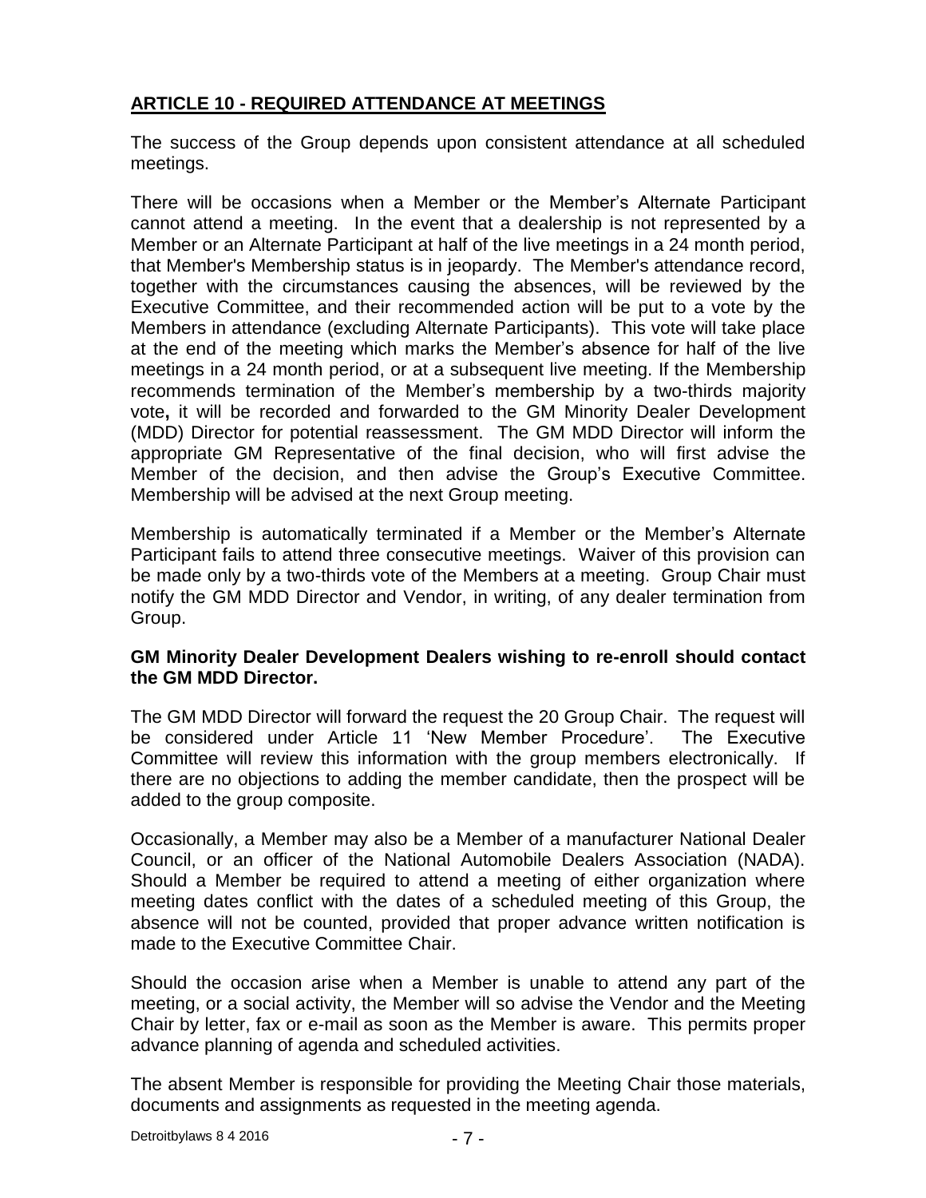## ARTICLE 10 - REQUIRED ATTENDANCE AT MEETINGS

The success of the Group depends upon consistent attendance at all scheduled meetings.

There will be occasions when a Member or the Member's Alternate Participant cannot attend a meeting. In the event that a dealership is not represented by a Member or an Alternate Participant at half of the live meetings in a 24 month period, that Member's Membership status is in jeopardy. The Member's attendance record, together with the circumstances causing the absences, will be reviewed by the Executive Committee, and their recommended action will be put to a vote by the Members in attendance (excluding Alternate Participants). This vote will take place at the end of the meeting which marks the Member's absence for half of the live meetings in a 24 month period, or at a subsequent live meeting. If the Membership recommends termination of the Member's membership by a two-thirds majority vote**,** it will be recorded and forwarded to the GM Minority Dealer Development (MDD) Director for potential reassessment. The GM MDD Director will inform the appropriate GM Representative of the final decision, who will first advise the Member of the decision, and then advise the Group's Executive Committee. Membership will be advised at the next Group meeting.

Membership is automatically terminated if a Member or the Member's Alternate Participant fails to attend three consecutive meetings. Waiver of this provision can be made only by a two-thirds vote of the Members at a meeting. Group Chair must notify the GM MDD Director and Vendor, in writing, of any dealer termination from Group.

**GM Minority Dealer Development Dealers wishing to re-enroll should contact the GM MDD Director.**

The GM MDD Director will forward the request the 20 Group Chair. The request will be considered under Article 11 'New Member Procedure'. The Executive Committee will review this information with the group members electronically. If there are no objections to adding the member candidate, then the prospect will be added to the group composite.

Occasionally, a Member may also be a Member of a manufacturer National Dealer Council, or an officer of the National Automobile Dealers Association (NADA). Should a Member be required to attend a meeting of either organization where meeting dates conflict with the dates of a scheduled meeting of this Group, the absence will not be counted, provided that proper advance written notification is made to the Executive Committee Chair.

Should the occasion arise when a Member is unable to attend any part of the meeting, or a social activity, the Member will so advise the Vendor and the Meeting Chair by letter, fax or e-mail as soon as the Member is aware. This permits proper advance planning of agenda and scheduled activities.

The absent Member is responsible for providing the Meeting Chair those materials, documents and assignments as requested in the meeting agenda.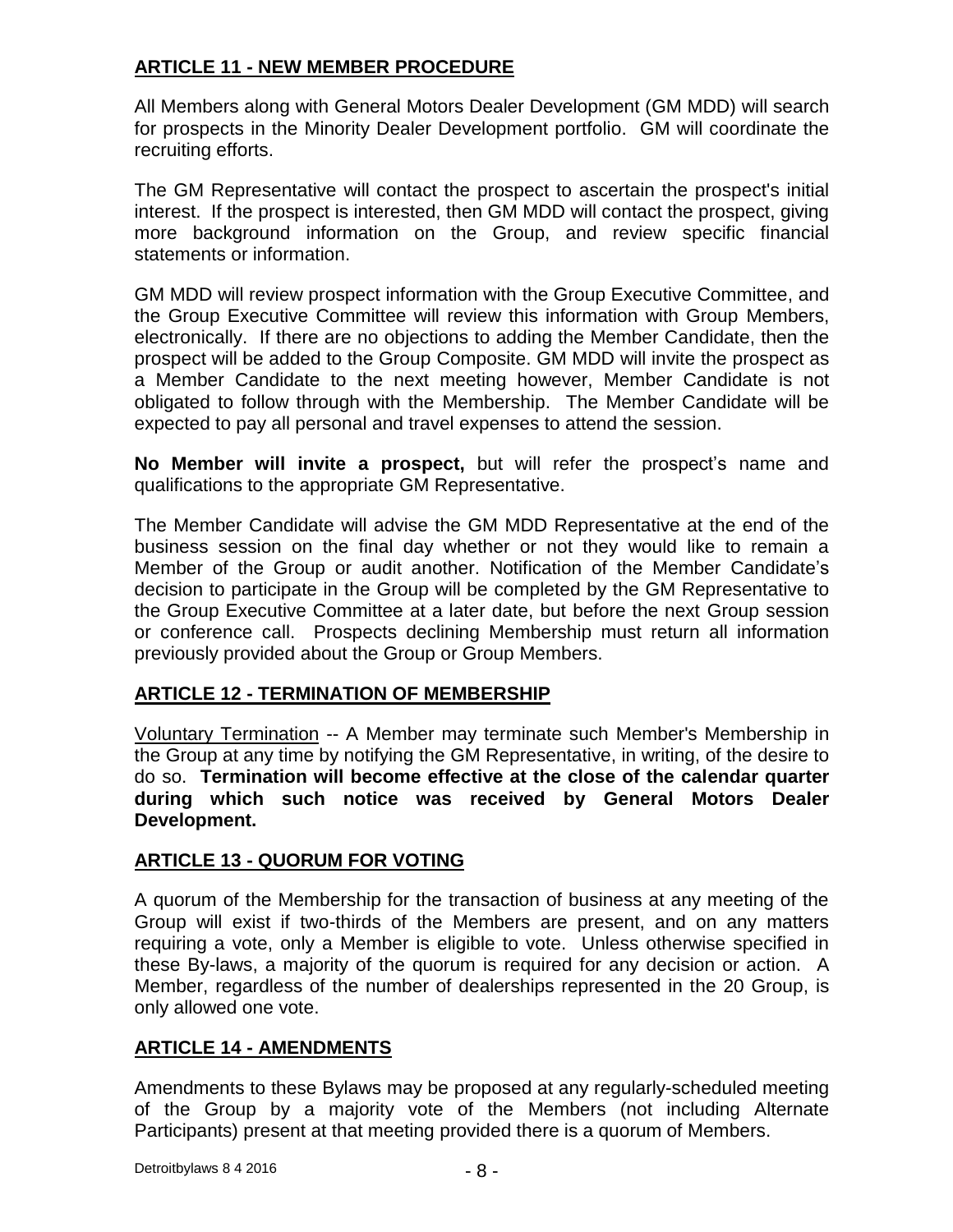## ARTICLE 11 - NEW MEMBER PROCEDURE

All Members along with General Motors Dealer Development (GM MDD) will search for prospects in the Minority Dealer Development portfolio. GM will coordinate the recruiting efforts.

The GM Representative will contact the prospect to ascertain the prospect's initial interest. If the prospect is interested, then GM MDD will contact the prospect, giving more background information on the Group, and review specific financial statements or information.

GM MDD will review prospect information with the Group Executive Committee, and the Group Executive Committee will review this information with Group Members, electronically. If there are no objections to adding the Member Candidate, then the prospect will be added to the Group Composite. GM MDD will invite the prospect as a Member Candidate to the next meeting however, Member Candidate is not obligated to follow through with the Membership. The Member Candidate will be expected to pay all personal and travel expenses to attend the session.

**No Member will invite a prospect,** but will refer the prospect's name and qualifications to the appropriate GM Representative.

The Member Candidate will advise the GM MDD Representative at the end of the business session on the final day whether or not they would like to remain a Member of the Group or audit another. Notification of the Member Candidate's decision to participate in the Group will be completed by the GM Representative to the Group Executive Committee at a later date, but before the next Group session or conference call. Prospects declining Membership must return all information previously provided about the Group or Group Members.

## ARTICLE 12 - TERMINATION OF MEMBERSHIP

Voluntary Termination -- A Member may terminate such Member's Membership in the Group at any time by notifying the GM Representative, in writing, of the desire to do so. **Termination will become effective at the close of the calendar quarter during which such notice was received by General Motors Dealer Development.**

## ARTICLE 13 - QUORUM FOR VOTING

A quorum of the Membership for the transaction of business at any meeting of the Group will exist if two-thirds of the Members are present, and on any matters requiring a vote, only a Member is eligible to vote. Unless otherwise specified in these By-laws, a majority of the quorum is required for any decision or action. A Member, regardless of the number of dealerships represented in the 20 Group, is only allowed one vote.

## ARTICLE 14 - AMENDMENTS

Amendments to these Bylaws may be proposed at any regularly-scheduled meeting of the Group by a majority vote of the Members (not including Alternate Participants) present at that meeting provided there is a quorum of Members.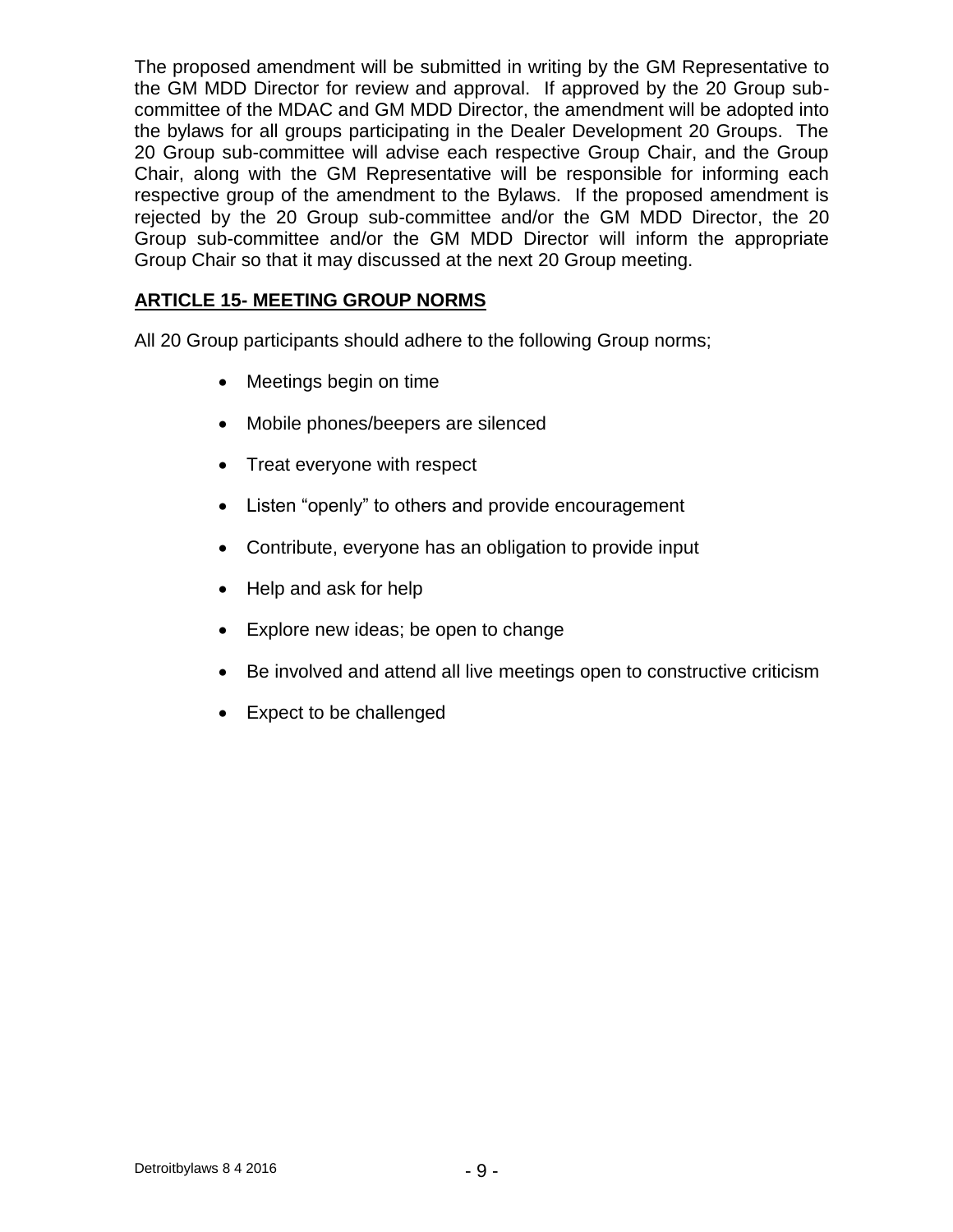The proposed amendment will be submitted in writing by the GM Representative to the GM MDD Director for review and approval. If approved by the 20 Group sub-committee of the MDAC and GM MDD Director, the amendment will be adopted into the bylaws for all groups participating in the Dealer Development 20 Groups. The 20 Group sub-committee will advise each respective Group Chair, and the Group Chair, along with the GM Representative will be responsible for informing each respective group of the amendment to the Bylaws. If the proposed amendment is rejected by the 20 Group sub-committee and/or the GM MDD Director, the 20 Group sub-committee and/or the GM MDD Director will inform the appropriate Group Chair so that it may discussed at the next 20 Group meeting.

## ARTICLE 15- MEETING GROUP NORMS

All 20 Group participants should adhere to the following Group norms;

- Meetings begin on time
- Mobile phones/beepers are silenced
- Treat everyone with respect
- Listen "openly" to others and provide encouragement
- Contribute, everyone has an obligation to provide input
- Help and ask for help
- Explore new ideas; be open to change
- Be involved and attend all live meetings open to constructive criticism
- Expect to be challenged